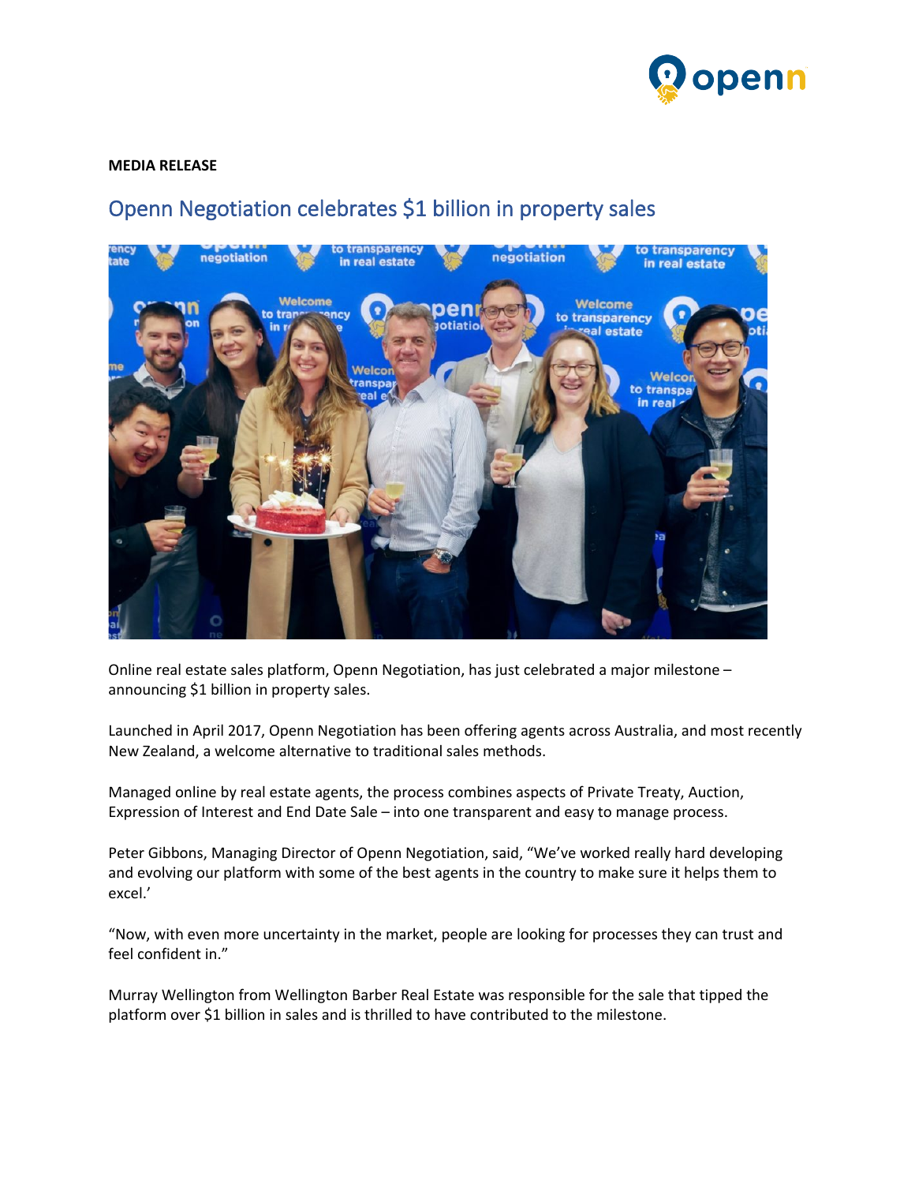**MEDIA RELEASE**

# Openn Negotiation celebrates $1 billion in property sales

Online real estate sales platform, Openn Negotiation, has just celebrated a major milestone – announcing $1 billion in property sales.

Launched in April 2017, Openn Negotiation has been offering agents across Australia, and most recently New Zealand, a welcome alternative to traditional sales methods.

Managed online by real estate agents, the process combines aspects of Private Treaty, Auction, Expression of Interest and End Date Sale – into one transparent and easy to manage process.

Peter Gibbons, Managing Director of Openn Negotiation, said, "We've worked really hard developing and evolving our platform with some of the best agents in the country to make sure it helps them to excel.'

"Now, with even more uncertainty in the market, people are looking for processes they can trust and feel confident in."

Murray Wellington from Wellington Barber Real Estate was responsible for the sale that tipped the platform over $1 billion in sales and is thrilled to have contributed to the milestone.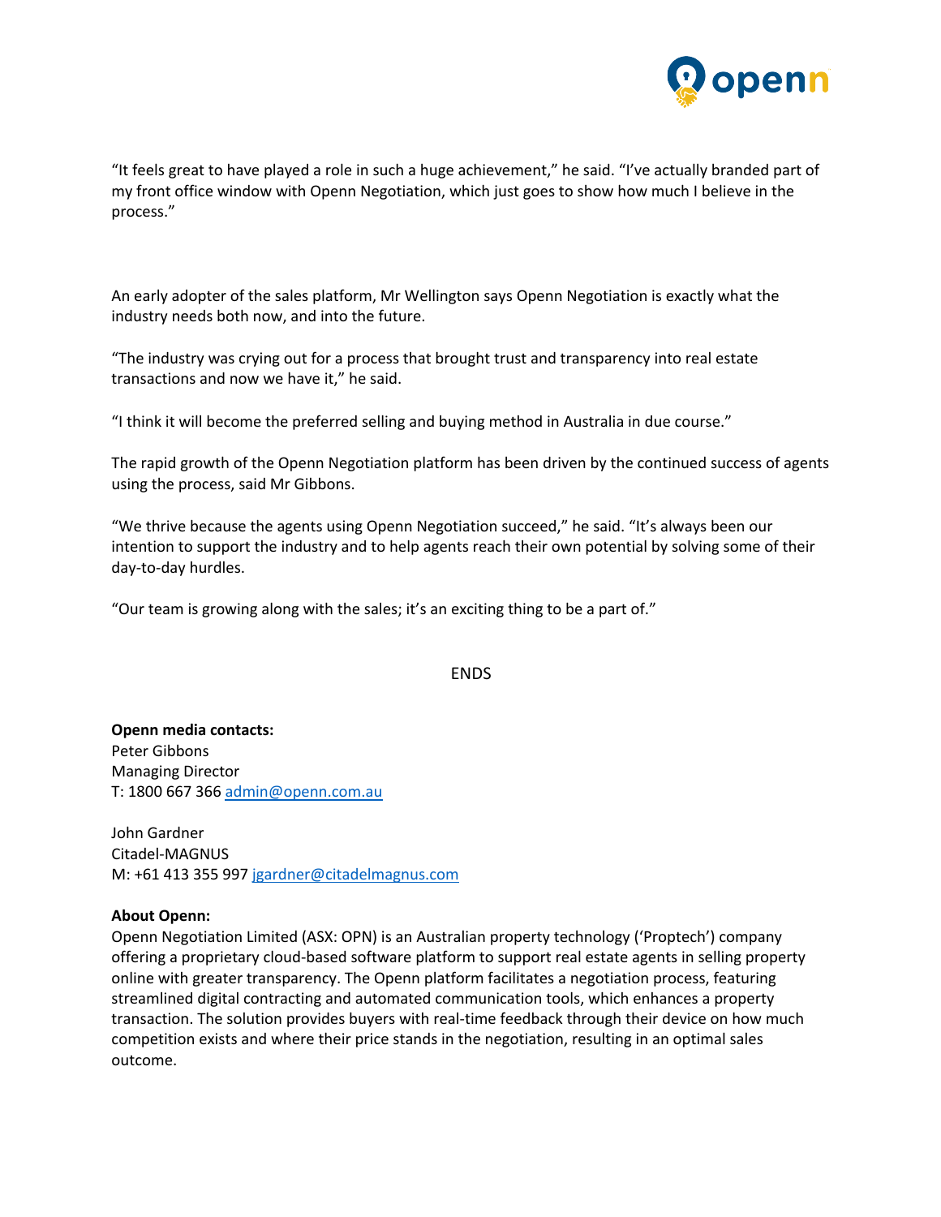"It feels great to have played a role in such a huge achievement," he said. "I've actually branded part of my front office window with Openn Negotiation, which just goes to show how much I believe in the process."

An early adopter of the sales platform, Mr Wellington says Openn Negotiation is exactly what the industry needs both now, and into the future.

"The industry was crying out for a process that brought trust and transparency into real estate transactions and now we have it," he said.

"I think it will become the preferred selling and buying method in Australia in due course."

The rapid growth of the Openn Negotiation platform has been driven by the continued success of agents using the process, said Mr Gibbons.

"We thrive because the agents using Openn Negotiation succeed," he said. "It's always been our intention to support the industry and to help agents reach their own potential by solving some of their day-to-day hurdles.

"Our team is growing along with the sales; it's an exciting thing to be a part of."

ENDS

**Openn media contacts:**
Peter Gibbons
Managing Director
T: 1800 667 366 admin@openn.com.au

John Gardner
Citadel-MAGNUS
M: +61 413 355 997 jgardner@citadelmagnus.com

**About Openn:**
Openn Negotiation Limited (ASX: OPN) is an Australian property technology ('Proptech') company offering a proprietary cloud-based software platform to support real estate agents in selling property online with greater transparency. The Openn platform facilitates a negotiation process, featuring streamlined digital contracting and automated communication tools, which enhances a property transaction. The solution provides buyers with real-time feedback through their device on how much competition exists and where their price stands in the negotiation, resulting in an optimal sales outcome.